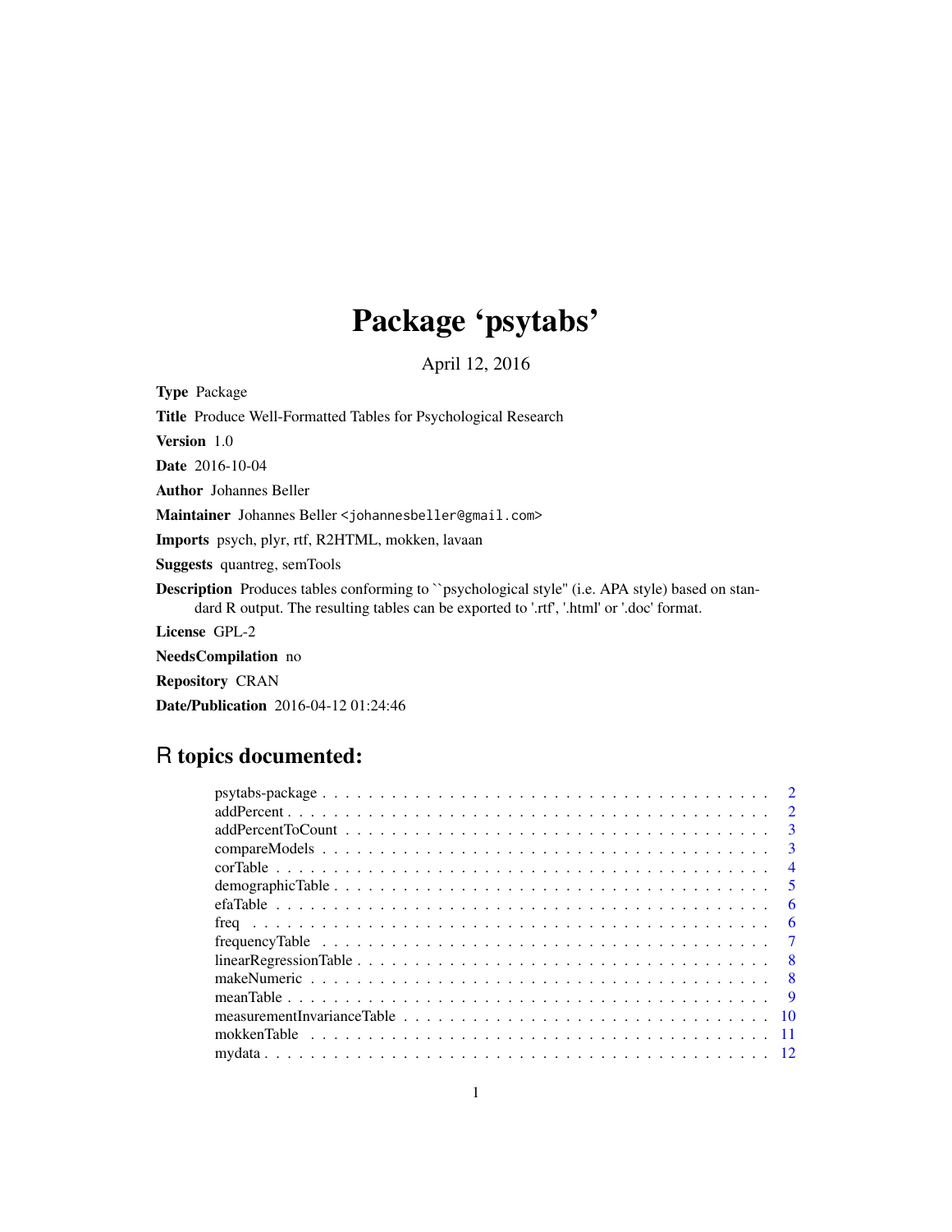# Package 'psytabs'

April 12, 2016

**Type** Package

**Title** Produce Well-Formatted Tables for Psychological Research

**Version** 1.0

**Date** 2016-10-04

**Author** Johannes Beller

**Maintainer** Johannes Beller <johannesbeller@gmail.com>

**Imports** psych, plyr, rtf, R2HTML, mokken, lavaan

**Suggests** quantreg, semTools

**Description** Produces tables conforming to ``psychological style'' (i.e. APA style) based on standard R output. The resulting tables can be exported to '.rtf', '.html' or '.doc' format.

**License** GPL-2

**NeedsCompilation** no

**Repository** CRAN

**Date/Publication** 2016-04-12 01:24:46

## R topics documented:

psytabs-package . . . . . . . . . . . . . . . . . . . . . . . . . . . . . . . . . . . . . . . 2
addPercent . . . . . . . . . . . . . . . . . . . . . . . . . . . . . . . . . . . . . . . . . 2
addPercentToCount . . . . . . . . . . . . . . . . . . . . . . . . . . . . . . . . . . . . . 3
compareModels . . . . . . . . . . . . . . . . . . . . . . . . . . . . . . . . . . . . . . . 3
corTable . . . . . . . . . . . . . . . . . . . . . . . . . . . . . . . . . . . . . . . . . . 4
demographicTable . . . . . . . . . . . . . . . . . . . . . . . . . . . . . . . . . . . . . . 5
efaTable . . . . . . . . . . . . . . . . . . . . . . . . . . . . . . . . . . . . . . . . . . 6
freq . . . . . . . . . . . . . . . . . . . . . . . . . . . . . . . . . . . . . . . . . . . . 6
frequencyTable . . . . . . . . . . . . . . . . . . . . . . . . . . . . . . . . . . . . . . . 7
linearRegressionTable . . . . . . . . . . . . . . . . . . . . . . . . . . . . . . . . . . . . 8
makeNumeric . . . . . . . . . . . . . . . . . . . . . . . . . . . . . . . . . . . . . . . . 8
meanTable . . . . . . . . . . . . . . . . . . . . . . . . . . . . . . . . . . . . . . . . . 9
measurementInvarianceTable . . . . . . . . . . . . . . . . . . . . . . . . . . . . . . . . 10
mokkenTable . . . . . . . . . . . . . . . . . . . . . . . . . . . . . . . . . . . . . . . . 11
mydata . . . . . . . . . . . . . . . . . . . . . . . . . . . . . . . . . . . . . . . . . . . 12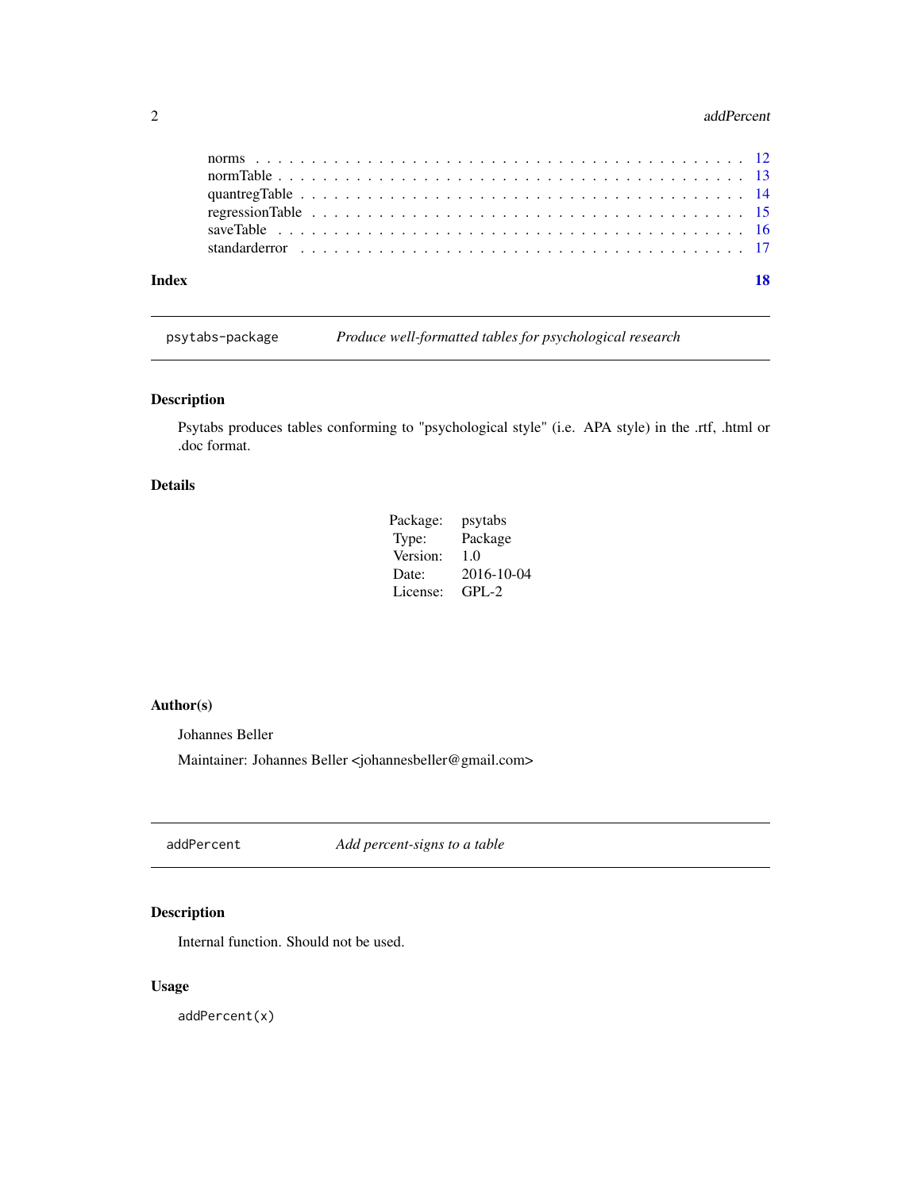norms . . . . . . . . . . . . . . . . . . . . . . . . . . . . . . . . . . . . . . . . . 12
normTable . . . . . . . . . . . . . . . . . . . . . . . . . . . . . . . . . . . . . . . 13
quantregTable . . . . . . . . . . . . . . . . . . . . . . . . . . . . . . . . . . . . . 14
regressionTable . . . . . . . . . . . . . . . . . . . . . . . . . . . . . . . . . . . . 15
saveTable . . . . . . . . . . . . . . . . . . . . . . . . . . . . . . . . . . . . . . . 16
standarderror . . . . . . . . . . . . . . . . . . . . . . . . . . . . . . . . . . . . . 17

**Index** **18**

---

`psytabs-package` *Produce well-formatted tables for psychological research*

---

### Description

Psytabs produces tables conforming to "psychological style" (i.e. APA style) in the .rtf, .html or .doc format.

### Details

| | |
|---|---|
| Package: | psytabs |
| Type: | Package |
| Version: | 1.0 |
| Date: | 2016-10-04 |
| License: | GPL-2 |

### Author(s)

Johannes Beller

Maintainer: Johannes Beller <johannesbeller@gmail.com>

---

`addPercent` *Add percent-signs to a table*

---

### Description

Internal function. Should not be used.

### Usage

```
addPercent(x)
```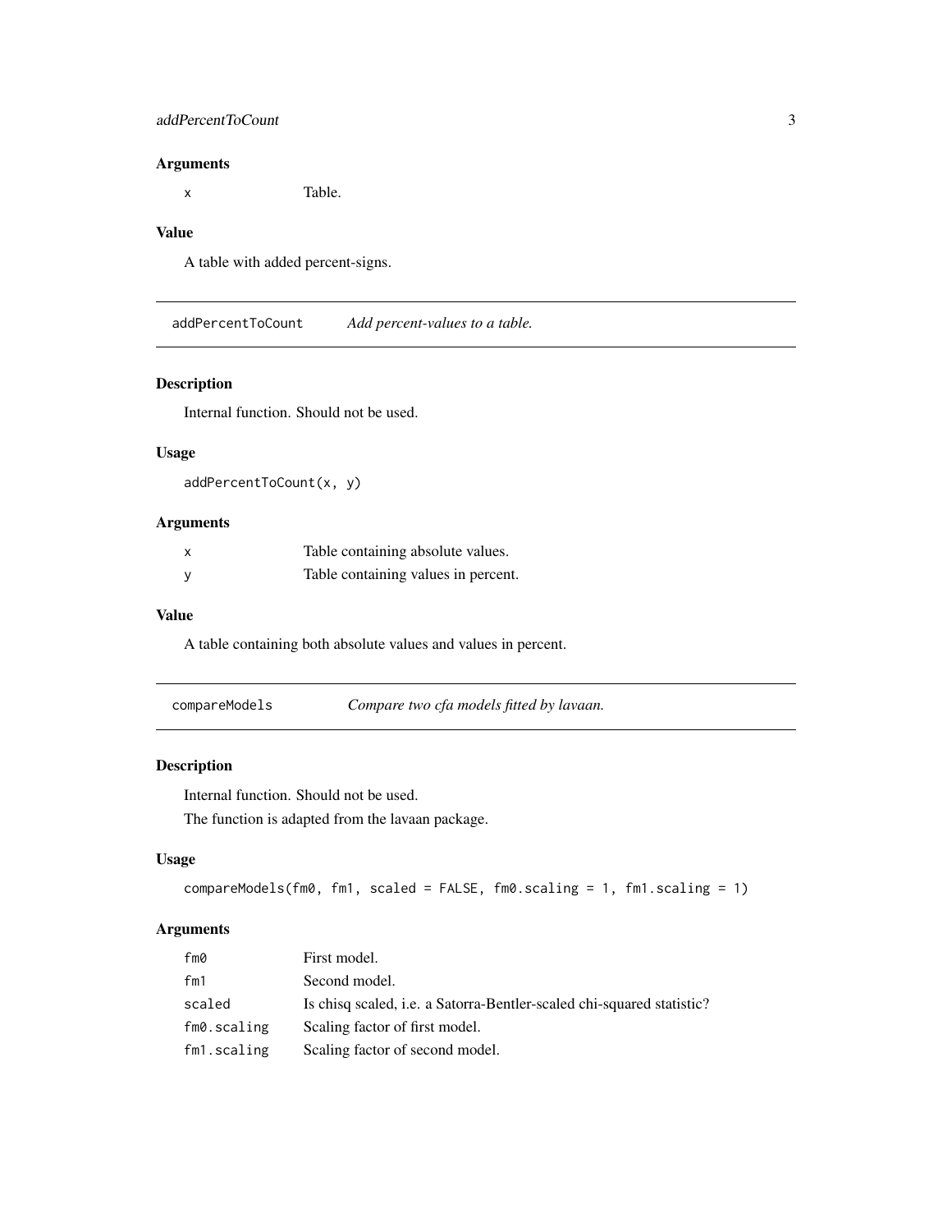### Arguments

| | |
|---|---|
| x | Table. |

### Value

A table with added percent-signs.

---

## addPercentToCount — *Add percent-values to a table.*

### Description

Internal function. Should not be used.

### Usage

```
addPercentToCount(x, y)
```

### Arguments

| | |
|---|---|
| x | Table containing absolute values. |
| y | Table containing values in percent. |

### Value

A table containing both absolute values and values in percent.

---

## compareModels — *Compare two cfa models fitted by lavaan.*

### Description

Internal function. Should not be used.

The function is adapted from the lavaan package.

### Usage

```
compareModels(fm0, fm1, scaled = FALSE, fm0.scaling = 1, fm1.scaling = 1)
```

### Arguments

| | |
|---|---|
| fm0 | First model. |
| fm1 | Second model. |
| scaled | Is chisq scaled, i.e. a Satorra-Bentler-scaled chi-squared statistic? |
| fm0.scaling | Scaling factor of first model. |
| fm1.scaling | Scaling factor of second model. |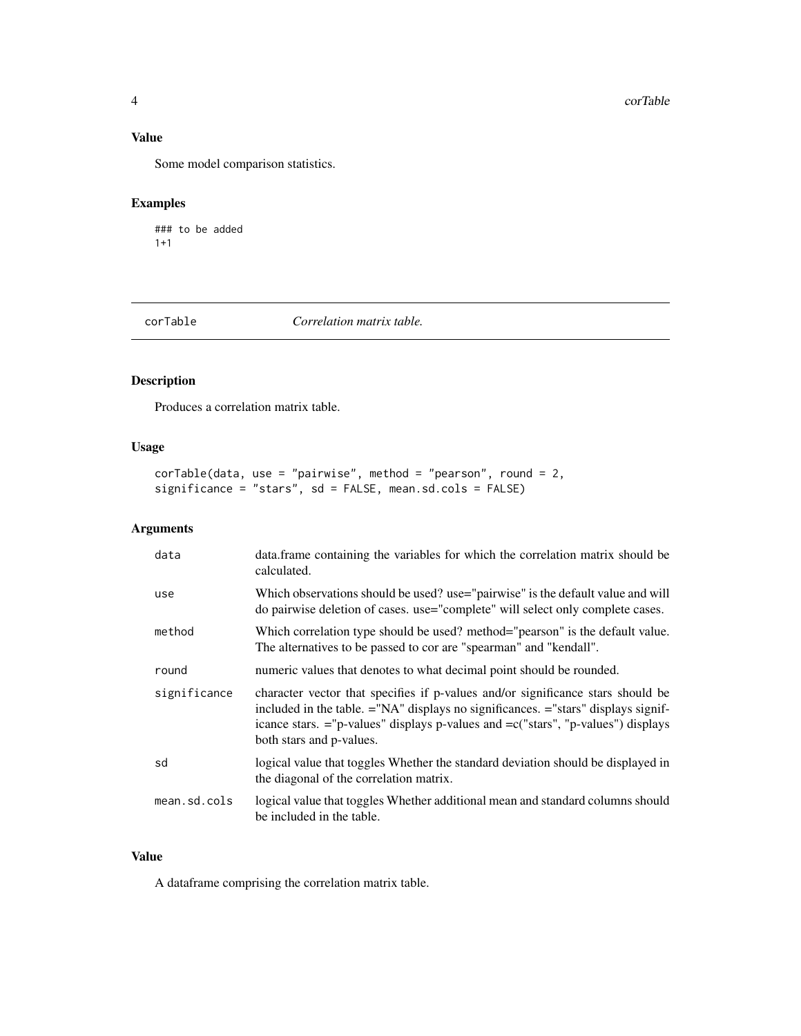## Value

Some model comparison statistics.

## Examples

```
### to be added
1+1
```

---

# corTable    *Correlation matrix table.*

## Description

Produces a correlation matrix table.

## Usage

```
corTable(data, use = "pairwise", method = "pearson", round = 2,
significance = "stars", sd = FALSE, mean.sd.cols = FALSE)
```

## Arguments

| | |
|---|---|
| data | data.frame containing the variables for which the correlation matrix should be calculated. |
| use | Which observations should be used? use="pairwise" is the default value and will do pairwise deletion of cases. use="complete" will select only complete cases. |
| method | Which correlation type should be used? method="pearson" is the default value. The alternatives to be passed to cor are "spearman" and "kendall". |
| round | numeric values that denotes to what decimal point should be rounded. |
| significance | character vector that specifies if p-values and/or significance stars should be included in the table. ="NA" displays no significances. ="stars" displays significance stars. ="p-values" displays p-values and =c("stars", "p-values") displays both stars and p-values. |
| sd | logical value that toggles Whether the standard deviation should be displayed in the diagonal of the correlation matrix. |
| mean.sd.cols | logical value that toggles Whether additional mean and standard columns should be included in the table. |

## Value

A dataframe comprising the correlation matrix table.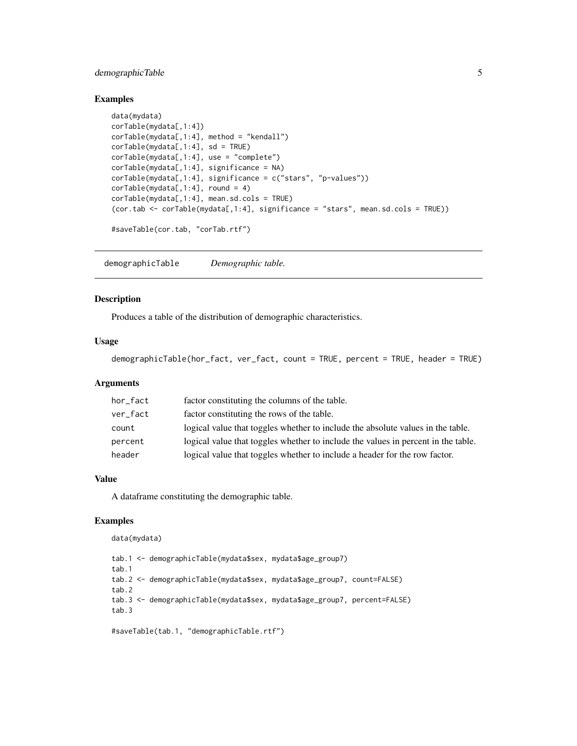## Examples

```
data(mydata)
corTable(mydata[,1:4])
corTable(mydata[,1:4], method = "kendall")
corTable(mydata[,1:4], sd = TRUE)
corTable(mydata[,1:4], use = "complete")
corTable(mydata[,1:4], significance = NA)
corTable(mydata[,1:4], significance = c("stars", "p-values"))
corTable(mydata[,1:4], round = 4)
corTable(mydata[,1:4], mean.sd.cols = TRUE)
(cor.tab <- corTable(mydata[,1:4], significance = "stars", mean.sd.cols = TRUE))

#saveTable(cor.tab, "corTab.rtf")
```

---

# demographicTable    *Demographic table.*

## Description

Produces a table of the distribution of demographic characteristics.

## Usage

```
demographicTable(hor_fact, ver_fact, count = TRUE, percent = TRUE, header = TRUE)
```

## Arguments

| | |
|---|---|
| hor_fact | factor constituting the columns of the table. |
| ver_fact | factor constituting the rows of the table. |
| count | logical value that toggles whether to include the absolute values in the table. |
| percent | logical value that toggles whether to include the values in percent in the table. |
| header | logical value that toggles whether to include a header for the row factor. |

## Value

A dataframe constituting the demographic table.

## Examples

```
data(mydata)

tab.1 <- demographicTable(mydata$sex, mydata$age_group7)
tab.1
tab.2 <- demographicTable(mydata$sex, mydata$age_group7, count=FALSE)
tab.2
tab.3 <- demographicTable(mydata$sex, mydata$age_group7, percent=FALSE)
tab.3

#saveTable(tab.1, "demographicTable.rtf")
```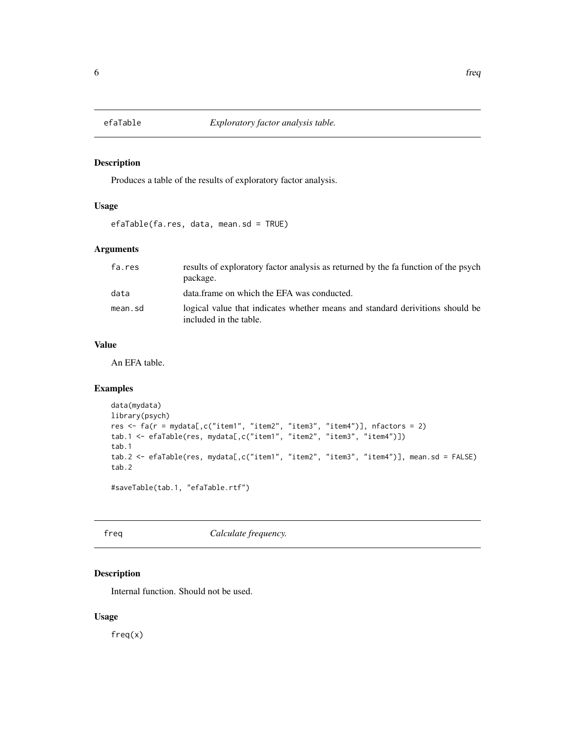## efaTable *Exploratory factor analysis table.*

### Description

Produces a table of the results of exploratory factor analysis.

### Usage

```
efaTable(fa.res, data, mean.sd = TRUE)
```

### Arguments

| | |
|---|---|
| fa.res | results of exploratory factor analysis as returned by the fa function of the psych package. |
| data | data.frame on which the EFA was conducted. |
| mean.sd | logical value that indicates whether means and standard derivitions should be included in the table. |

### Value

An EFA table.

### Examples

```
data(mydata)
library(psych)
res <- fa(r = mydata[,c("item1", "item2", "item3", "item4")], nfactors = 2)
tab.1 <- efaTable(res, mydata[,c("item1", "item2", "item3", "item4")])
tab.1
tab.2 <- efaTable(res, mydata[,c("item1", "item2", "item3", "item4")], mean.sd = FALSE)
tab.2

#saveTable(tab.1, "efaTable.rtf")
```

## freq *Calculate frequency.*

### Description

Internal function. Should not be used.

### Usage

```
freq(x)
```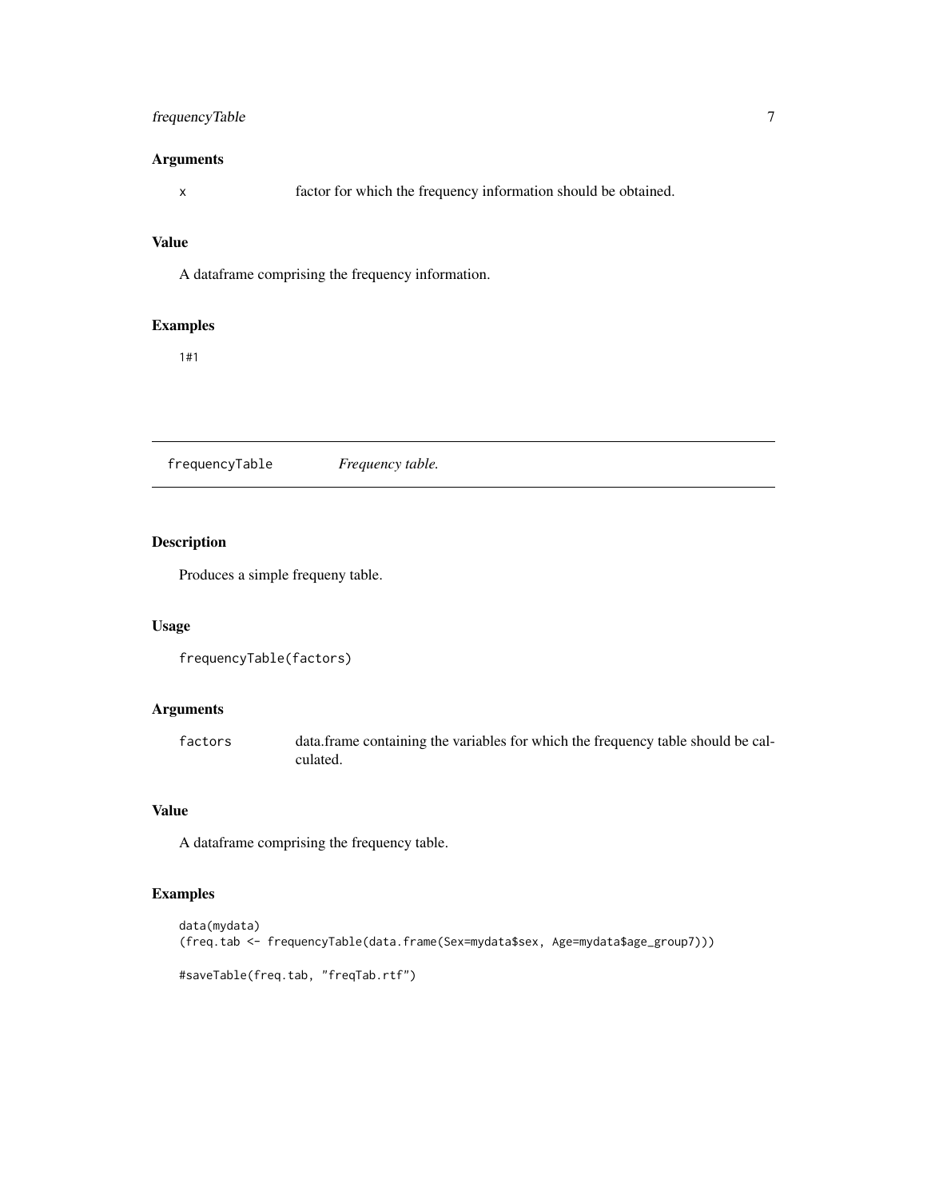## Arguments

x    factor for which the frequency information should be obtained.

## Value

A dataframe comprising the frequency information.

## Examples

```
1#1
```

---

# frequencyTable    *Frequency table.*

---

## Description

Produces a simple frequeny table.

## Usage

```
frequencyTable(factors)
```

## Arguments

factors    data.frame containing the variables for which the frequency table should be calculated.

## Value

A dataframe comprising the frequency table.

## Examples

```
data(mydata)
(freq.tab <- frequencyTable(data.frame(Sex=mydata$sex, Age=mydata$age_group7)))

#saveTable(freq.tab, "freqTab.rtf")
```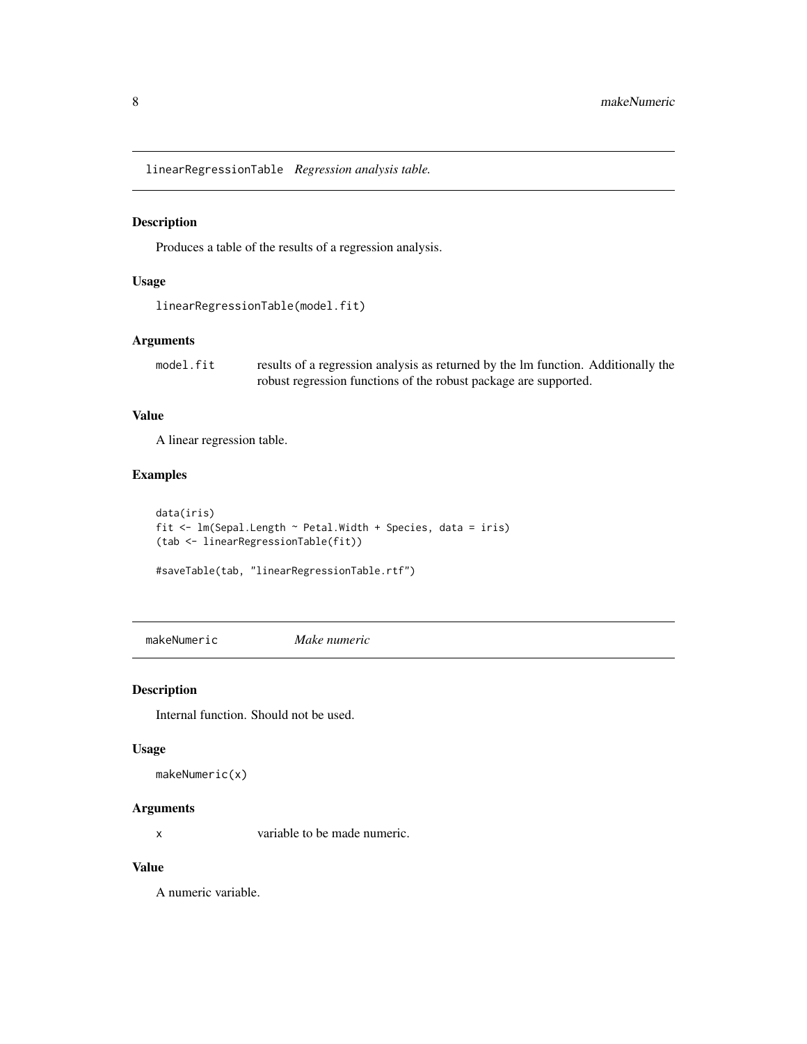## linearRegressionTable *Regression analysis table.*

### Description

Produces a table of the results of a regression analysis.

### Usage

```
linearRegressionTable(model.fit)
```

### Arguments

| | |
|---|---|
| model.fit | results of a regression analysis as returned by the lm function. Additionally the robust regression functions of the robust package are supported. |

### Value

A linear regression table.

### Examples

```
data(iris)
fit <- lm(Sepal.Length ~ Petal.Width + Species, data = iris)
(tab <- linearRegressionTable(fit))

#saveTable(tab, "linearRegressionTable.rtf")
```

## makeNumeric *Make numeric*

### Description

Internal function. Should not be used.

### Usage

```
makeNumeric(x)
```

### Arguments

| | |
|---|---|
| x | variable to be made numeric. |

### Value

A numeric variable.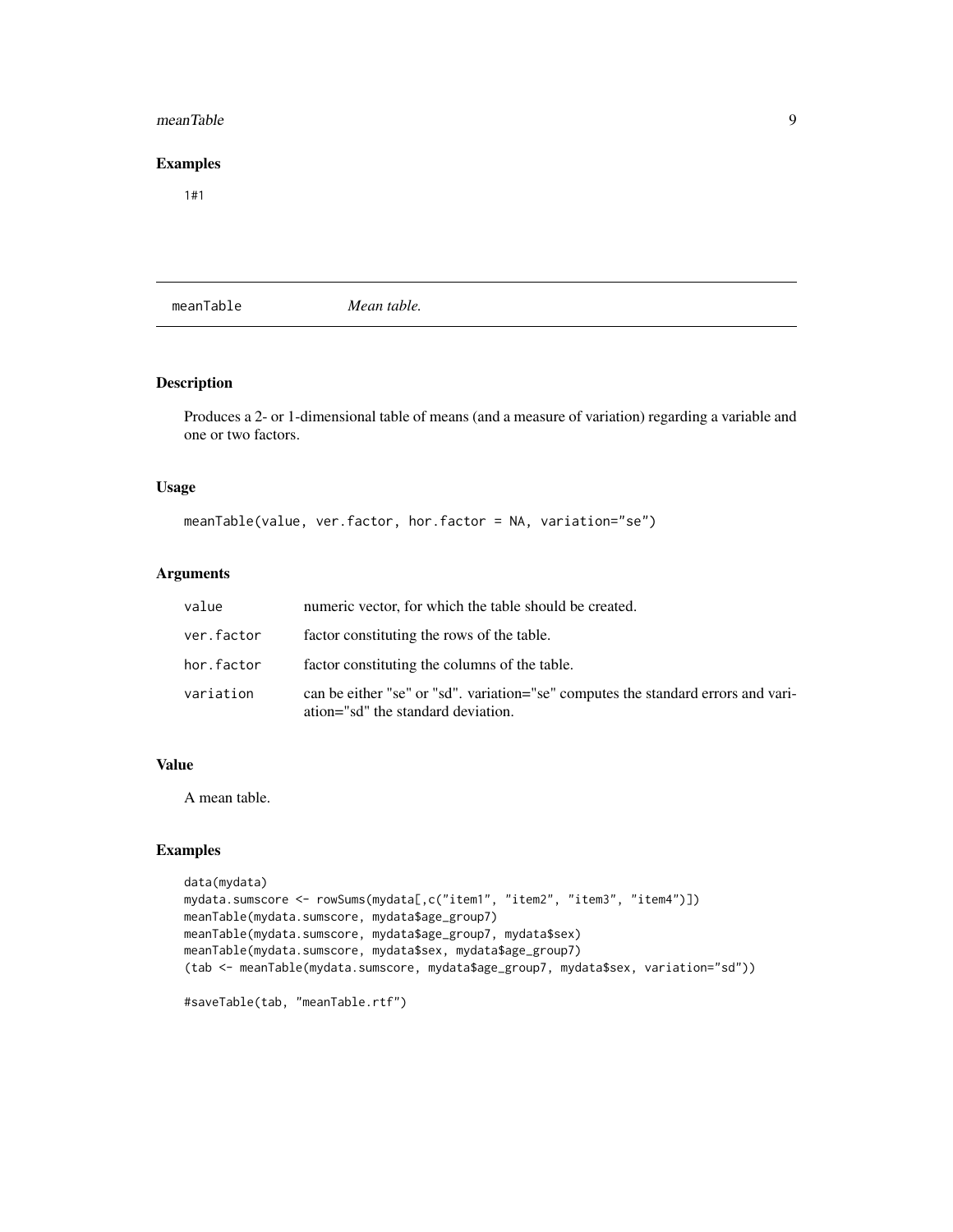## Examples

```
1#1
```

---

meanTable *Mean table.*

---

## Description

Produces a 2- or 1-dimensional table of means (and a measure of variation) regarding a variable and one or two factors.

## Usage

```
meanTable(value, ver.factor, hor.factor = NA, variation="se")
```

## Arguments

| | |
|---|---|
| value | numeric vector, for which the table should be created. |
| ver.factor | factor constituting the rows of the table. |
| hor.factor | factor constituting the columns of the table. |
| variation | can be either "se" or "sd". variation="se" computes the standard errors and variation="sd" the standard deviation. |

## Value

A mean table.

## Examples

```
data(mydata)
mydata.sumscore <- rowSums(mydata[,c("item1", "item2", "item3", "item4")])
meanTable(mydata.sumscore, mydata$age_group7)
meanTable(mydata.sumscore, mydata$age_group7, mydata$sex)
meanTable(mydata.sumscore, mydata$sex, mydata$age_group7)
(tab <- meanTable(mydata.sumscore, mydata$age_group7, mydata$sex, variation="sd"))

#saveTable(tab, "meanTable.rtf")
```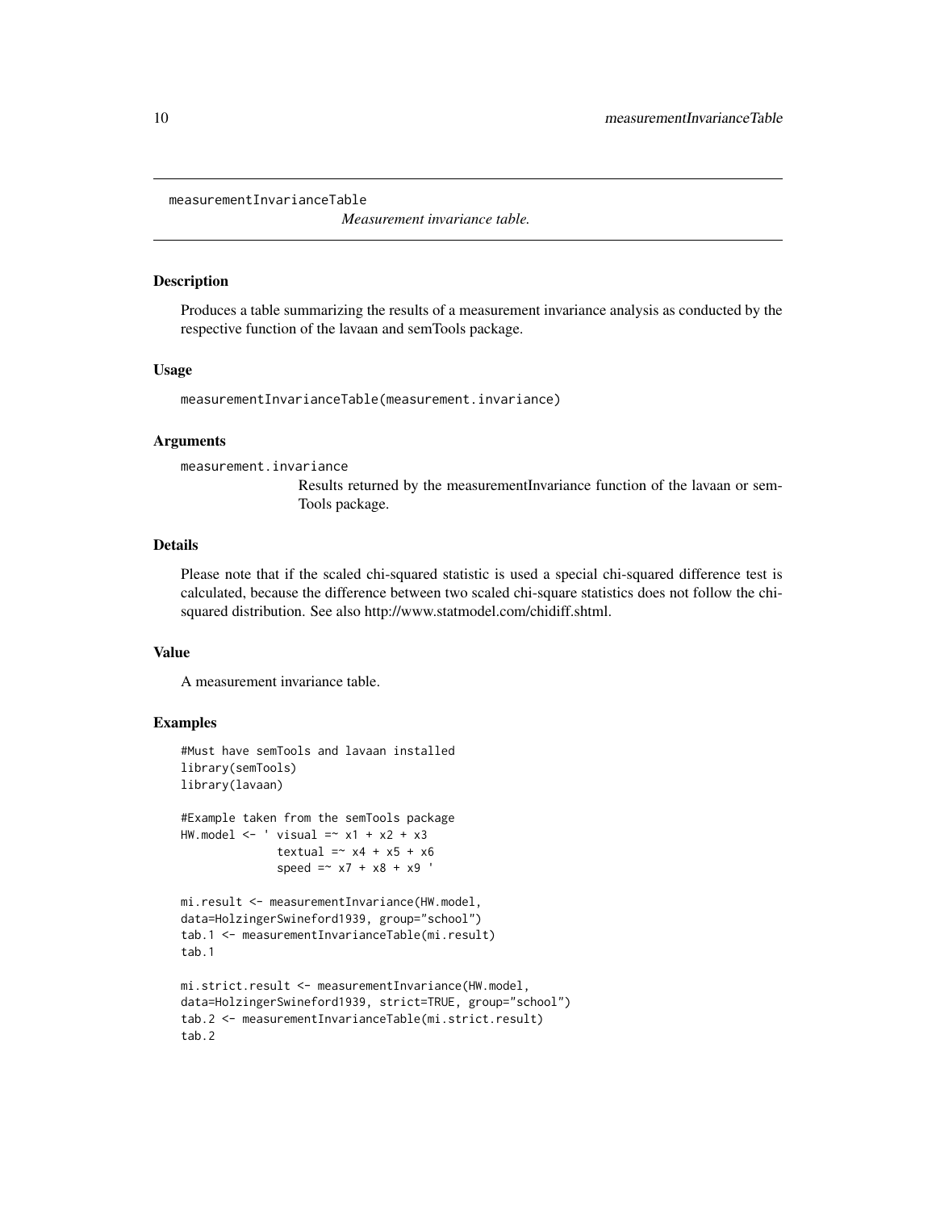`measurementInvarianceTable`

*Measurement invariance table.*

## Description

Produces a table summarizing the results of a measurement invariance analysis as conducted by the respective function of the lavaan and semTools package.

## Usage

```
measurementInvarianceTable(measurement.invariance)
```

## Arguments

`measurement.invariance`
: Results returned by the measurementInvariance function of the lavaan or semTools package.

## Details

Please note that if the scaled chi-squared statistic is used a special chi-squared difference test is calculated, because the difference between two scaled chi-square statistics does not follow the chi-squared distribution. See also http://www.statmodel.com/chidiff.shtml.

## Value

A measurement invariance table.

## Examples

```
#Must have semTools and lavaan installed
library(semTools)
library(lavaan)

#Example taken from the semTools package
HW.model <- ' visual =~ x1 + x2 + x3
              textual =~ x4 + x5 + x6
              speed =~ x7 + x8 + x9 '

mi.result <- measurementInvariance(HW.model,
data=HolzingerSwineford1939, group="school")
tab.1 <- measurementInvarianceTable(mi.result)
tab.1

mi.strict.result <- measurementInvariance(HW.model,
data=HolzingerSwineford1939, strict=TRUE, group="school")
tab.2 <- measurementInvarianceTable(mi.strict.result)
tab.2
```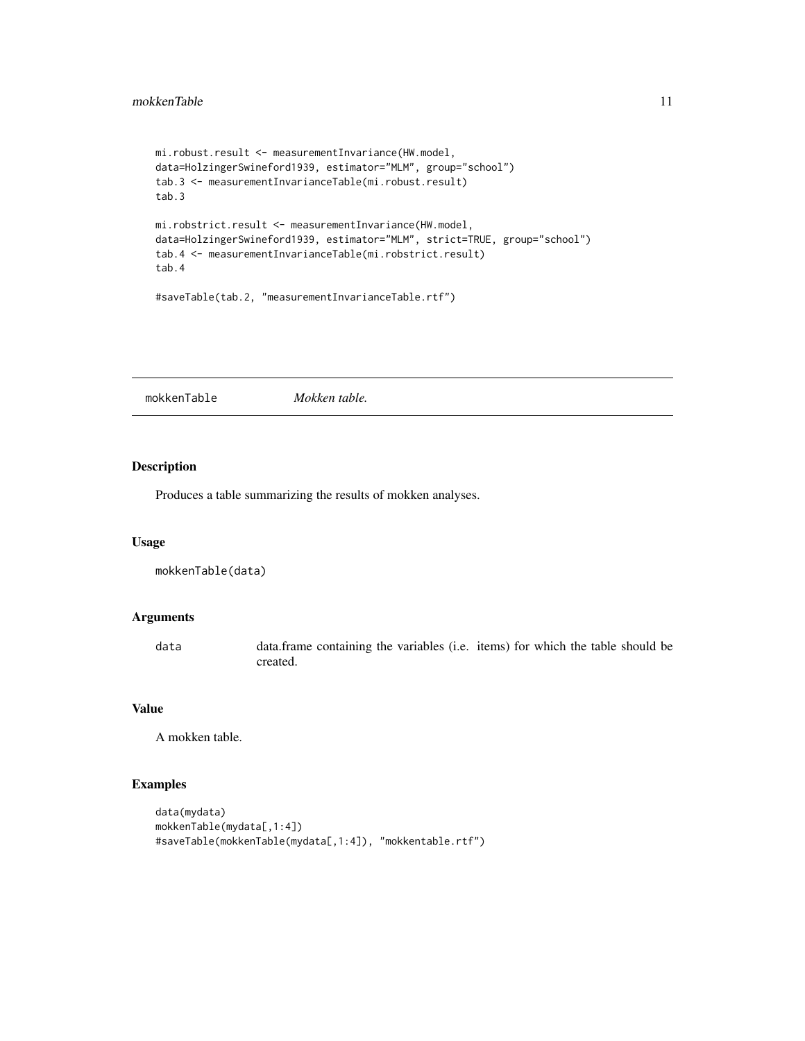```
mi.robust.result <- measurementInvariance(HW.model,
data=HolzingerSwineford1939, estimator="MLM", group="school")
tab.3 <- measurementInvarianceTable(mi.robust.result)
tab.3

mi.robstrict.result <- measurementInvariance(HW.model,
data=HolzingerSwineford1939, estimator="MLM", strict=TRUE, group="school")
tab.4 <- measurementInvarianceTable(mi.robstrict.result)
tab.4

#saveTable(tab.2, "measurementInvarianceTable.rtf")
```

---

## mokkenTable *Mokken table.*

---

### Description

Produces a table summarizing the results of mokken analyses.

### Usage

```
mokkenTable(data)
```

### Arguments

| | |
|---|---|
| data | data.frame containing the variables (i.e. items) for which the table should be created. |

### Value

A mokken table.

### Examples

```
data(mydata)
mokkenTable(mydata[,1:4])
#saveTable(mokkenTable(mydata[,1:4]), "mokkentable.rtf")
```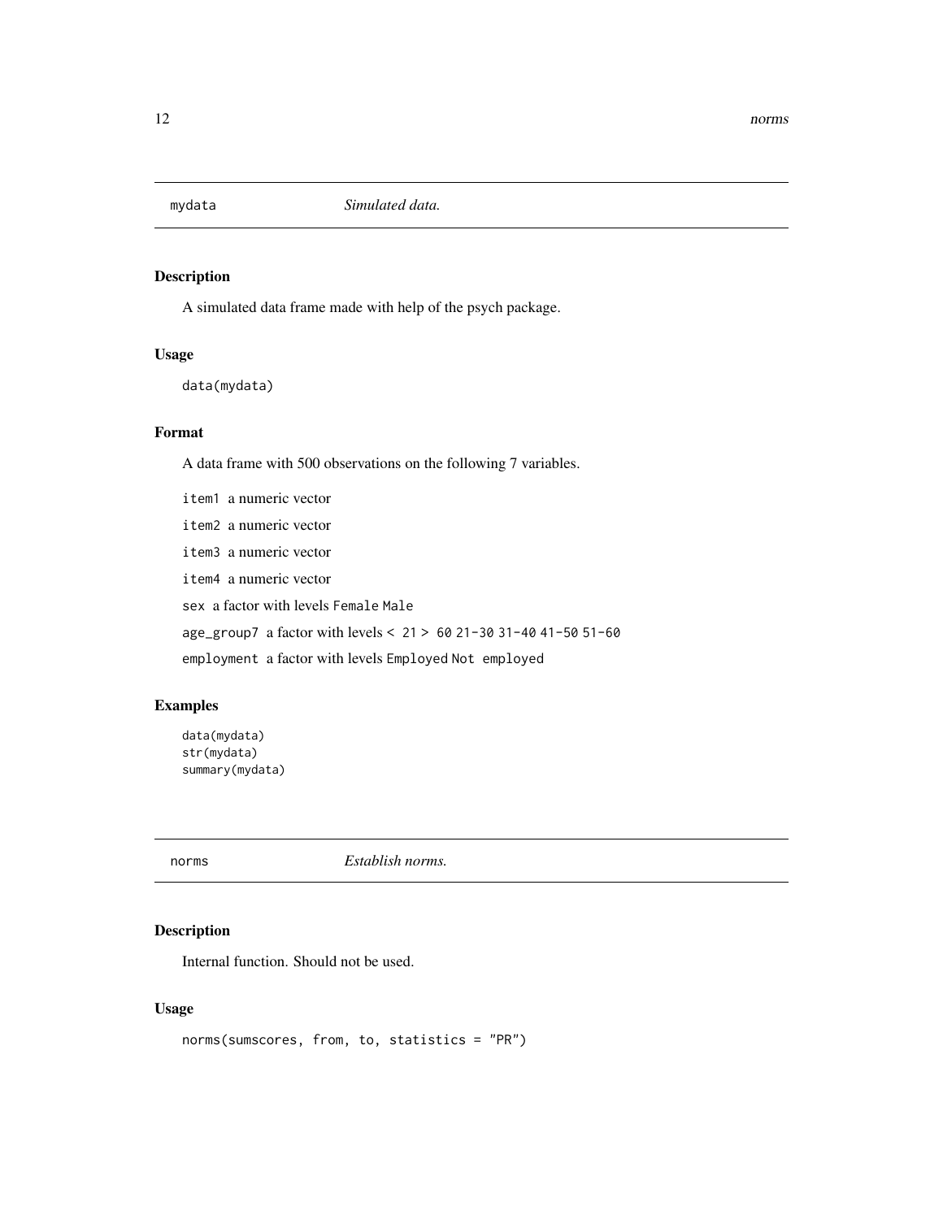## mydata *Simulated data.*

### Description

A simulated data frame made with help of the psych package.

### Usage

```
data(mydata)
```

### Format

A data frame with 500 observations on the following 7 variables.

- `item1` a numeric vector
- `item2` a numeric vector
- `item3` a numeric vector
- `item4` a numeric vector
- `sex` a factor with levels `Female` `Male`
- `age_group7` a factor with levels `< 21` `> 60` `21-30` `31-40` `41-50` `51-60`
- `employment` a factor with levels `Employed` `Not employed`

### Examples

```
data(mydata)
str(mydata)
summary(mydata)
```

## norms *Establish norms.*

### Description

Internal function. Should not be used.

### Usage

```
norms(sumscores, from, to, statistics = "PR")
```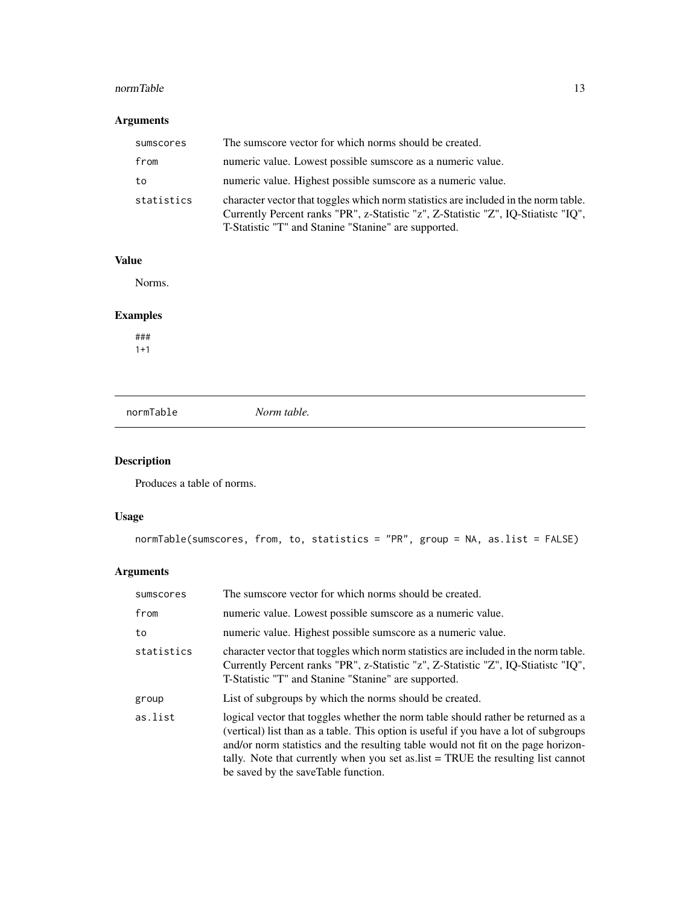## Arguments

| | |
|---|---|
| sumscores | The sumscore vector for which norms should be created. |
| from | numeric value. Lowest possible sumscore as a numeric value. |
| to | numeric value. Highest possible sumscore as a numeric value. |
| statistics | character vector that toggles which norm statistics are included in the norm table. Currently Percent ranks "PR", z-Statistic "z", Z-Statistic "Z", IQ-Stiatistc "IQ", T-Statistic "T" and Stanine "Stanine" are supported. |

## Value

Norms.

## Examples

```
###
1+1
```

---

# normTable *Norm table.*

---

## Description

Produces a table of norms.

## Usage

```
normTable(sumscores, from, to, statistics = "PR", group = NA, as.list = FALSE)
```

## Arguments

| | |
|---|---|
| sumscores | The sumscore vector for which norms should be created. |
| from | numeric value. Lowest possible sumscore as a numeric value. |
| to | numeric value. Highest possible sumscore as a numeric value. |
| statistics | character vector that toggles which norm statistics are included in the norm table. Currently Percent ranks "PR", z-Statistic "z", Z-Statistic "Z", IQ-Stiatistc "IQ", T-Statistic "T" and Stanine "Stanine" are supported. |
| group | List of subgroups by which the norms should be created. |
| as.list | logical vector that toggles whether the norm table should rather be returned as a (vertical) list than as a table. This option is useful if you have a lot of subgroups and/or norm statistics and the resulting table would not fit on the page horizontally. Note that currently when you set as.list = TRUE the resulting list cannot be saved by the saveTable function. |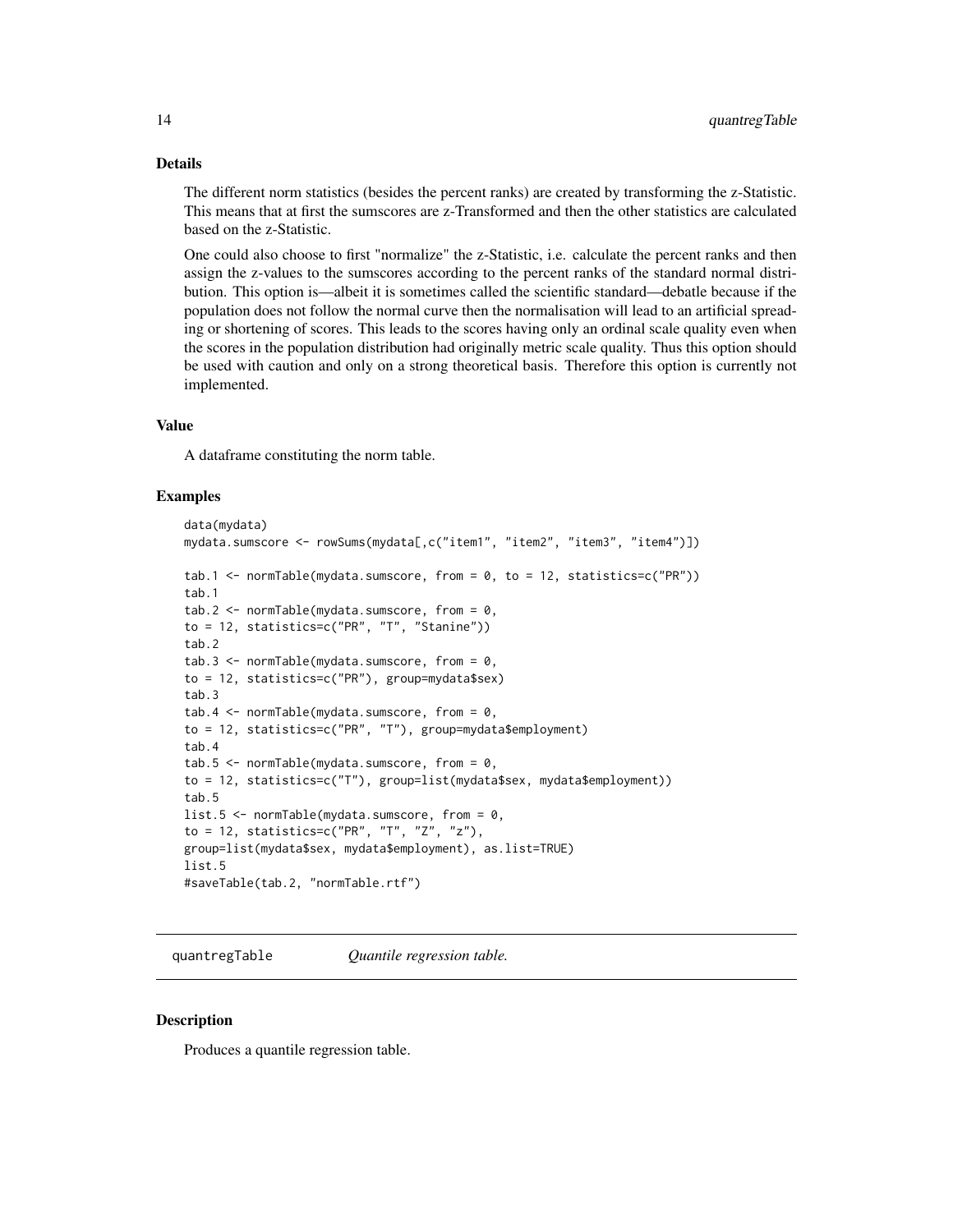### Details

The different norm statistics (besides the percent ranks) are created by transforming the z-Statistic. This means that at first the sumscores are z-Transformed and then the other statistics are calculated based on the z-Statistic.

One could also choose to first "normalize" the z-Statistic, i.e. calculate the percent ranks and then assign the z-values to the sumscores according to the percent ranks of the standard normal distribution. This option is—albeit it is sometimes called the scientific standard—debatle because if the population does not follow the normal curve then the normalisation will lead to an artificial spreading or shortening of scores. This leads to the scores having only an ordinal scale quality even when the scores in the population distribution had originally metric scale quality. Thus this option should be used with caution and only on a strong theoretical basis. Therefore this option is currently not implemented.

### Value

A dataframe constituting the norm table.

### Examples

```
data(mydata)
mydata.sumscore <- rowSums(mydata[,c("item1", "item2", "item3", "item4")])

tab.1 <- normTable(mydata.sumscore, from = 0, to = 12, statistics=c("PR"))
tab.1
tab.2 <- normTable(mydata.sumscore, from = 0,
to = 12, statistics=c("PR", "T", "Stanine"))
tab.2
tab.3 <- normTable(mydata.sumscore, from = 0,
to = 12, statistics=c("PR"), group=mydata$sex)
tab.3
tab.4 <- normTable(mydata.sumscore, from = 0,
to = 12, statistics=c("PR", "T"), group=mydata$employment)
tab.4
tab.5 <- normTable(mydata.sumscore, from = 0,
to = 12, statistics=c("T"), group=list(mydata$sex, mydata$employment))
tab.5
list.5 <- normTable(mydata.sumscore, from = 0,
to = 12, statistics=c("PR", "T", "Z", "z"),
group=list(mydata$sex, mydata$employment), as.list=TRUE)
list.5
#saveTable(tab.2, "normTable.rtf")
```

## quantregTable *Quantile regression table.*

### Description

Produces a quantile regression table.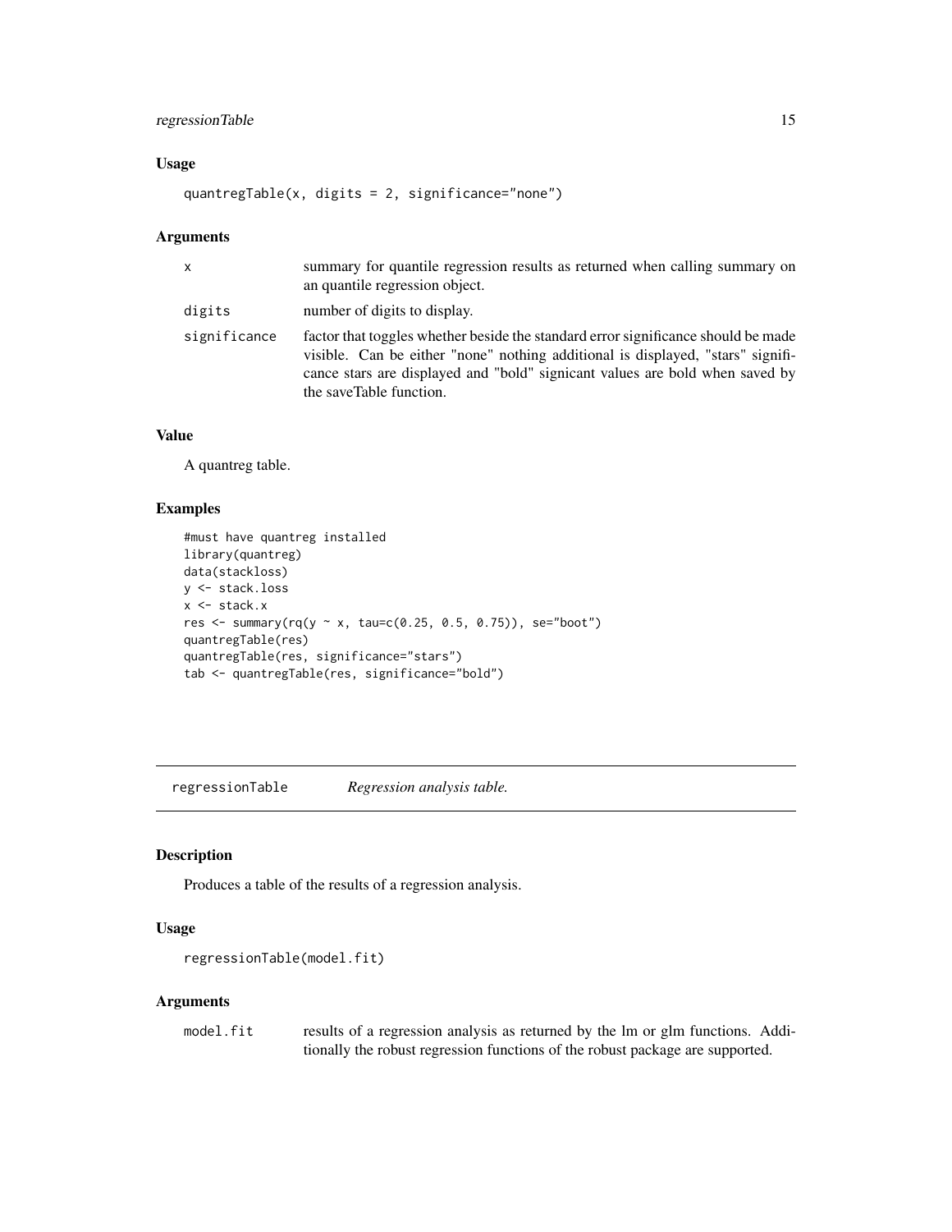### Usage

```
quantregTable(x, digits = 2, significance="none")
```

### Arguments

| | |
|---|---|
| x | summary for quantile regression results as returned when calling summary on an quantile regression object. |
| digits | number of digits to display. |
| significance | factor that toggles whether beside the standard error significance should be made visible. Can be either "none" nothing additional is displayed, "stars" significance stars are displayed and "bold" signicant values are bold when saved by the saveTable function. |

### Value

A quantreg table.

### Examples

```
#must have quantreg installed
library(quantreg)
data(stackloss)
y <- stack.loss
x <- stack.x
res <- summary(rq(y ~ x, tau=c(0.25, 0.5, 0.75)), se="boot")
quantregTable(res)
quantregTable(res, significance="stars")
tab <- quantregTable(res, significance="bold")
```

---

## regressionTable *Regression analysis table.*

---

### Description

Produces a table of the results of a regression analysis.

### Usage

```
regressionTable(model.fit)
```

### Arguments

| | |
|---|---|
| model.fit | results of a regression analysis as returned by the lm or glm functions. Additionally the robust regression functions of the robust package are supported. |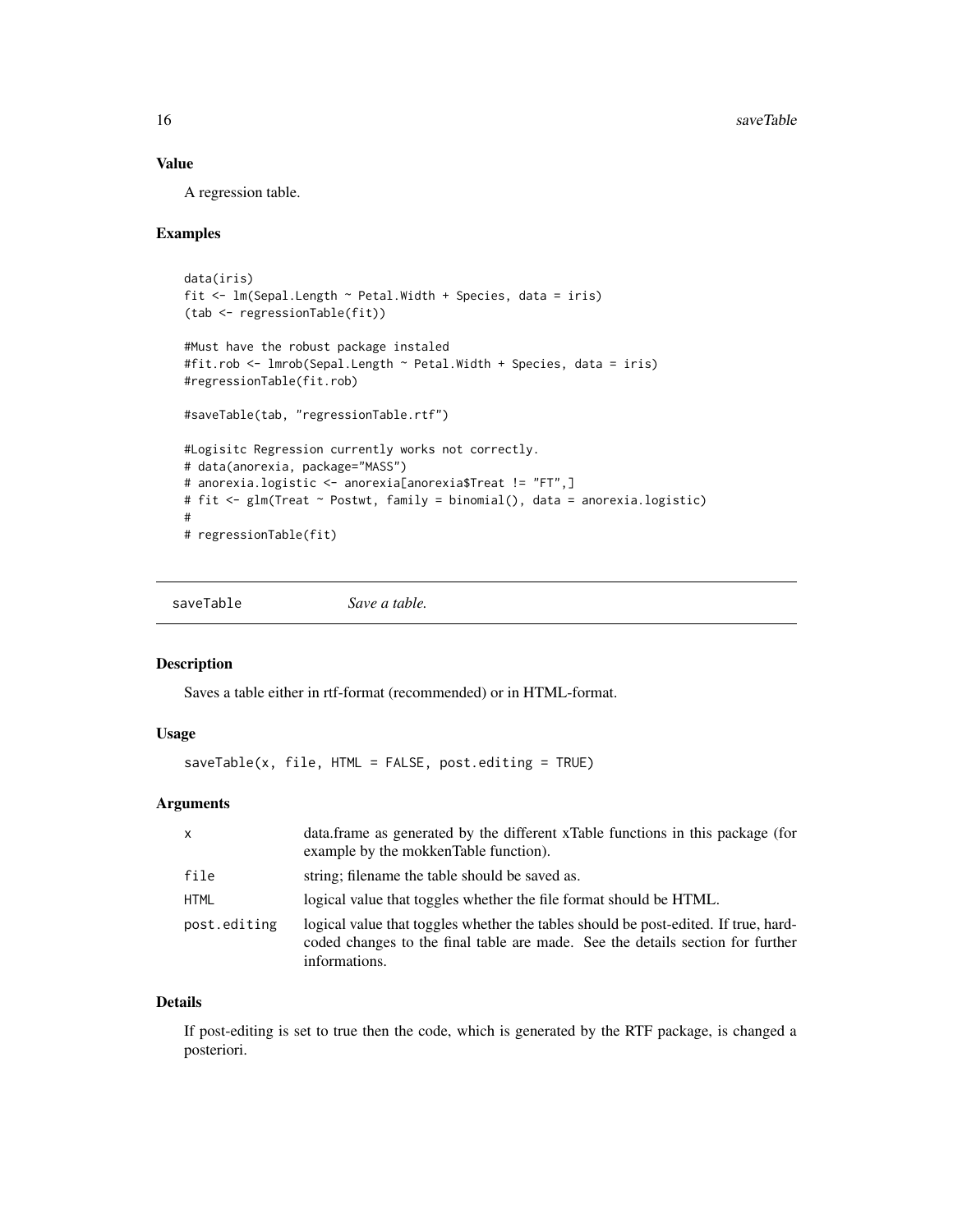### Value

A regression table.

### Examples

```
data(iris)
fit <- lm(Sepal.Length ~ Petal.Width + Species, data = iris)
(tab <- regressionTable(fit))

#Must have the robust package instaled
#fit.rob <- lmrob(Sepal.Length ~ Petal.Width + Species, data = iris)
#regressionTable(fit.rob)

#saveTable(tab, "regressionTable.rtf")

#Logisitc Regression currently works not correctly.
# data(anorexia, package="MASS")
# anorexia.logistic <- anorexia[anorexia$Treat != "FT",]
# fit <- glm(Treat ~ Postwt, family = binomial(), data = anorexia.logistic)
#
# regressionTable(fit)
```

## saveTable *Save a table.*

### Description

Saves a table either in rtf-format (recommended) or in HTML-format.

### Usage

```
saveTable(x, file, HTML = FALSE, post.editing = TRUE)
```

### Arguments

| | |
|---|---|
| x | data.frame as generated by the different xTable functions in this package (for example by the mokkenTable function). |
| file | string; filename the table should be saved as. |
| HTML | logical value that toggles whether the file format should be HTML. |
| post.editing | logical value that toggles whether the tables should be post-edited. If true, hard-coded changes to the final table are made. See the details section for further informations. |

### Details

If post-editing is set to true then the code, which is generated by the RTF package, is changed a posteriori.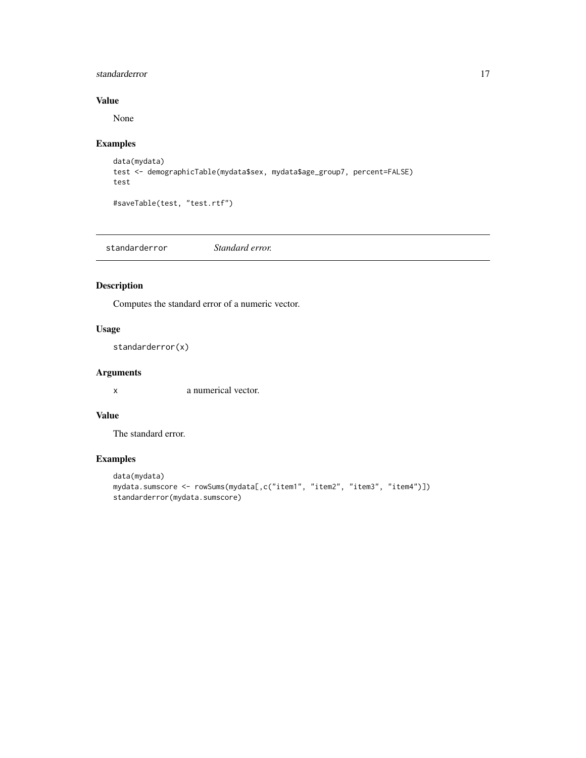### Value

None

### Examples

```
data(mydata)
test <- demographicTable(mydata$sex, mydata$age_group7, percent=FALSE)
test

#saveTable(test, "test.rtf")
```

---

## standarderror *Standard error.*

---

### Description

Computes the standard error of a numeric vector.

### Usage

```
standarderror(x)
```

### Arguments

x a numerical vector.

### Value

The standard error.

### Examples

```
data(mydata)
mydata.sumscore <- rowSums(mydata[,c("item1", "item2", "item3", "item4")])
standarderror(mydata.sumscore)
```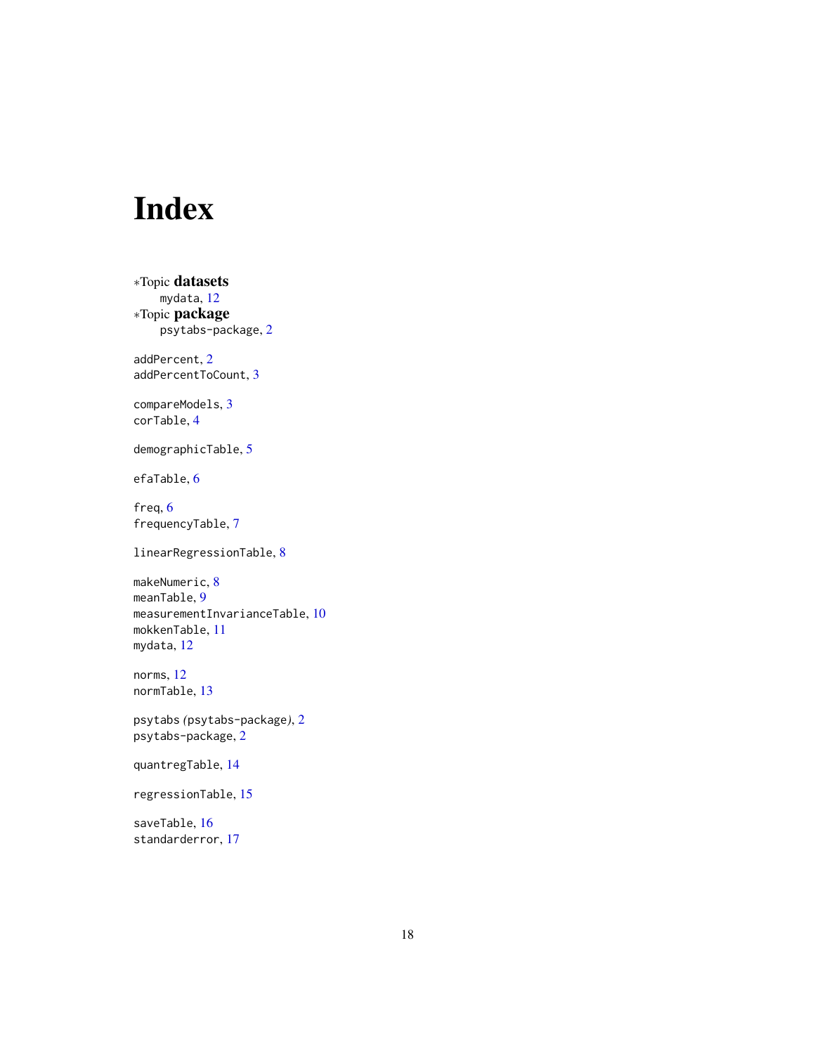# Index

∗Topic **datasets**
    mydata, 12
∗Topic **package**
    psytabs-package, 2

addPercent, 2
addPercentToCount, 3

compareModels, 3
corTable, 4

demographicTable, 5

efaTable, 6

freq, 6
frequencyTable, 7

linearRegressionTable, 8

makeNumeric, 8
meanTable, 9
measurementInvarianceTable, 10
mokkenTable, 11
mydata, 12

norms, 12
normTable, 13

psytabs *(*psytabs-package*)*, 2
psytabs-package, 2

quantregTable, 14

regressionTable, 15

saveTable, 16
standarderror, 17